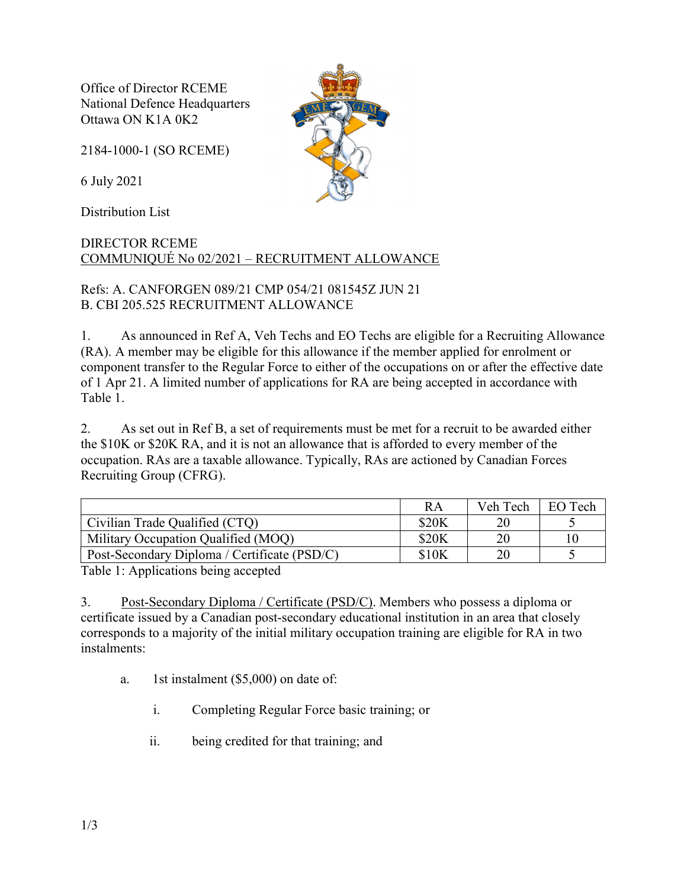Office of Director RCEME
National Defence Headquarters
Ottawa ON K1A 0K2

2184-1000-1 (SO RCEME)

6 July 2021

Distribution List

DIRECTOR RCEME
COMMUNIQUÉ No 02/2021 – RECRUITMENT ALLOWANCE

Refs: A. CANFORGEN 089/21 CMP 054/21 081545Z JUN 21
B. CBI 205.525 RECRUITMENT ALLOWANCE

1. As announced in Ref A, Veh Techs and EO Techs are eligible for a Recruiting Allowance (RA). A member may be eligible for this allowance if the member applied for enrolment or component transfer to the Regular Force to either of the occupations on or after the effective date of 1 Apr 21. A limited number of applications for RA are being accepted in accordance with Table 1.

2. As set out in Ref B, a set of requirements must be met for a recruit to be awarded either the $10K or $20K RA, and it is not an allowance that is afforded to every member of the occupation. RAs are a taxable allowance. Typically, RAs are actioned by Canadian Forces Recruiting Group (CFRG).

| | RA | Veh Tech | EO Tech |
|---|---|---|---|
| Civilian Trade Qualified (CTQ) | $20K | 20 | 5 |
| Military Occupation Qualified (MOQ) | $20K | 20 | 10 |
| Post-Secondary Diploma / Certificate (PSD/C) | $10K | 20 | 5 |

Table 1: Applications being accepted

3. Post-Secondary Diploma / Certificate (PSD/C). Members who possess a diploma or certificate issued by a Canadian post-secondary educational institution in an area that closely corresponds to a majority of the initial military occupation training are eligible for RA in two instalments:

   a. 1st instalment ($5,000) on date of:

      i. Completing Regular Force basic training; or

      ii. being credited for that training; and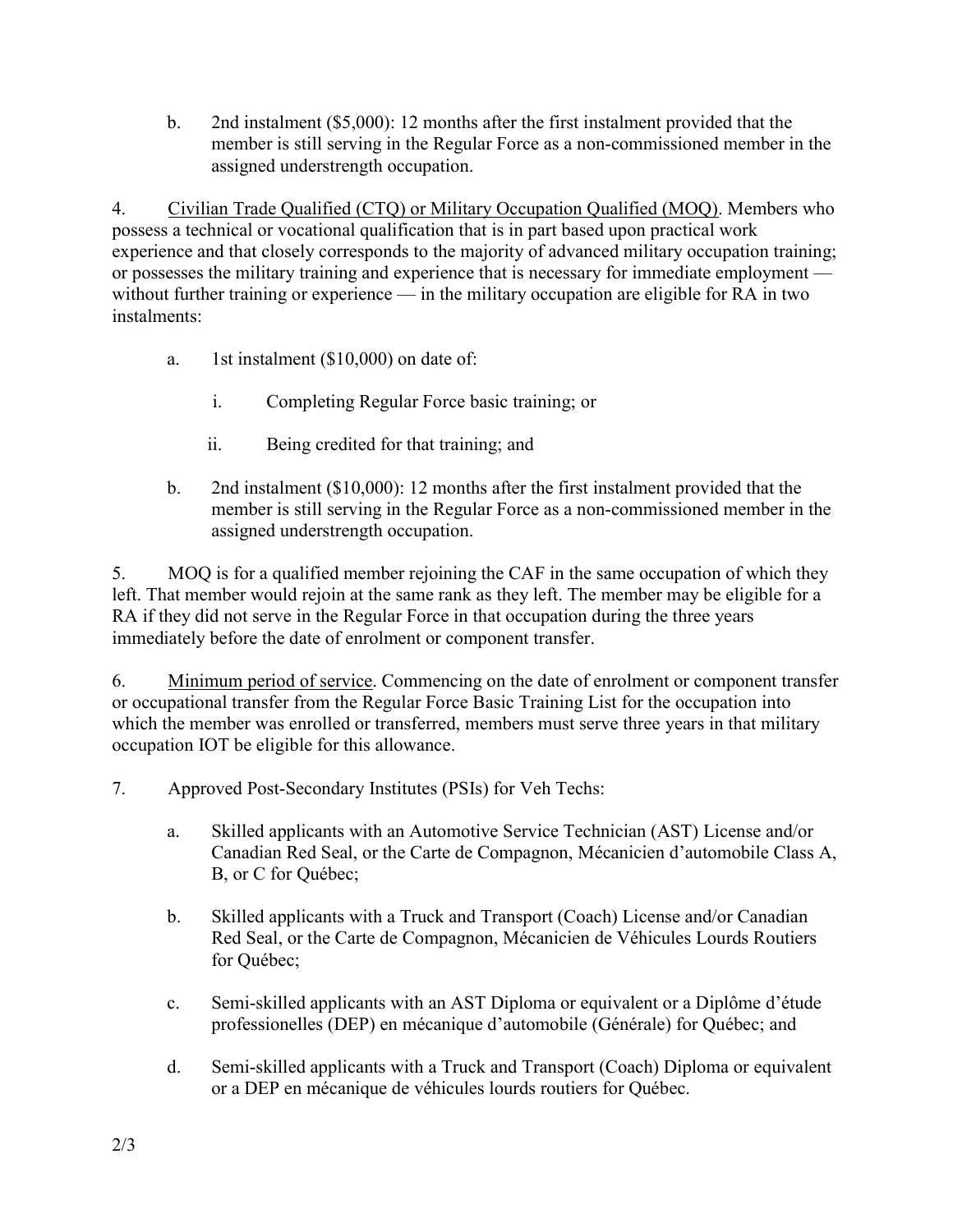b. 2nd instalment ($5,000): 12 months after the first instalment provided that the member is still serving in the Regular Force as a non-commissioned member in the assigned understrength occupation.

4. Civilian Trade Qualified (CTQ) or Military Occupation Qualified (MOQ). Members who possess a technical or vocational qualification that is in part based upon practical work experience and that closely corresponds to the majority of advanced military occupation training; or possesses the military training and experience that is necessary for immediate employment — without further training or experience — in the military occupation are eligible for RA in two instalments:

   a. 1st instalment ($10,000) on date of:

      i. Completing Regular Force basic training; or

      ii. Being credited for that training; and

   b. 2nd instalment ($10,000): 12 months after the first instalment provided that the member is still serving in the Regular Force as a non-commissioned member in the assigned understrength occupation.

5. MOQ is for a qualified member rejoining the CAF in the same occupation of which they left. That member would rejoin at the same rank as they left. The member may be eligible for a RA if they did not serve in the Regular Force in that occupation during the three years immediately before the date of enrolment or component transfer.

6. Minimum period of service. Commencing on the date of enrolment or component transfer or occupational transfer from the Regular Force Basic Training List for the occupation into which the member was enrolled or transferred, members must serve three years in that military occupation IOT be eligible for this allowance.

7. Approved Post-Secondary Institutes (PSIs) for Veh Techs:

   a. Skilled applicants with an Automotive Service Technician (AST) License and/or Canadian Red Seal, or the Carte de Compagnon, Mécanicien d'automobile Class A, B, or C for Québec;

   b. Skilled applicants with a Truck and Transport (Coach) License and/or Canadian Red Seal, or the Carte de Compagnon, Mécanicien de Véhicules Lourds Routiers for Québec;

   c. Semi-skilled applicants with an AST Diploma or equivalent or a Diplôme d'étude professionelles (DEP) en mécanique d'automobile (Générale) for Québec; and

   d. Semi-skilled applicants with a Truck and Transport (Coach) Diploma or equivalent or a DEP en mécanique de véhicules lourds routiers for Québec.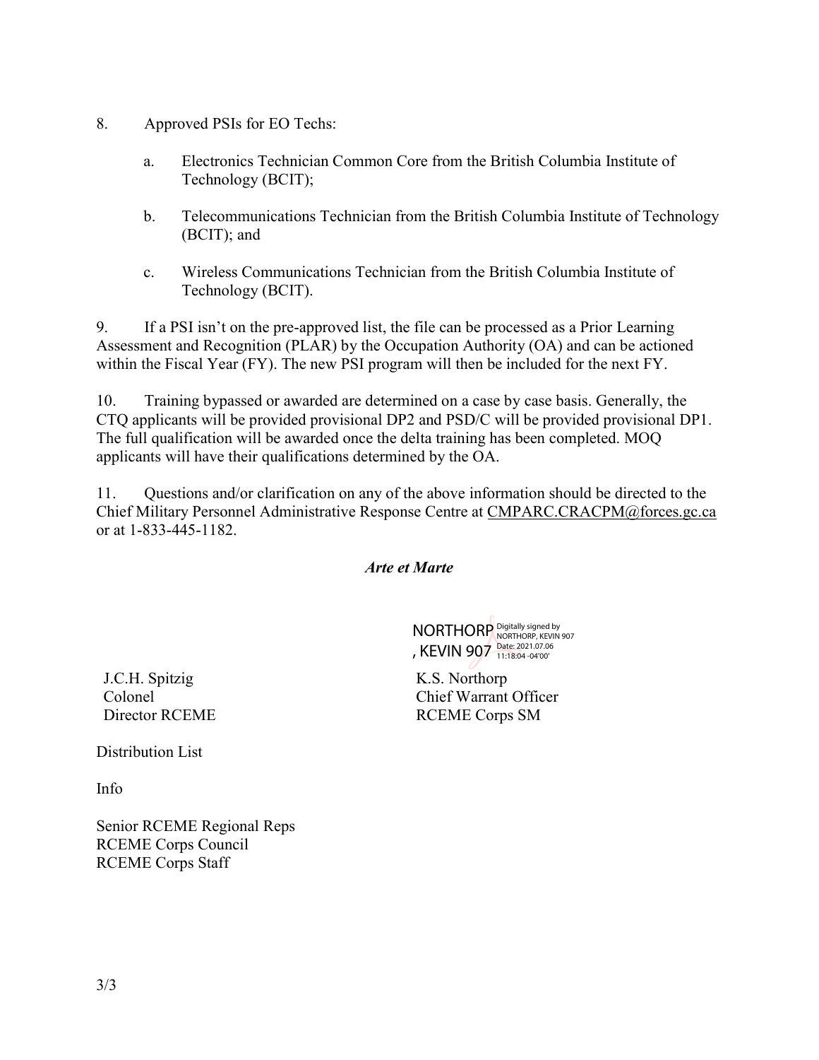8. Approved PSIs for EO Techs:

   a. Electronics Technician Common Core from the British Columbia Institute of Technology (BCIT);

   b. Telecommunications Technician from the British Columbia Institute of Technology (BCIT); and

   c. Wireless Communications Technician from the British Columbia Institute of Technology (BCIT).

9. If a PSI isn't on the pre-approved list, the file can be processed as a Prior Learning Assessment and Recognition (PLAR) by the Occupation Authority (OA) and can be actioned within the Fiscal Year (FY). The new PSI program will then be included for the next FY.

10. Training bypassed or awarded are determined on a case by case basis. Generally, the CTQ applicants will be provided provisional DP2 and PSD/C will be provided provisional DP1. The full qualification will be awarded once the delta training has been completed. MOQ applicants will have their qualifications determined by the OA.

11. Questions and/or clarification on any of the above information should be directed to the Chief Military Personnel Administrative Response Centre at CMPARC.CRACPM@forces.gc.ca or at 1-833-445-1182.

***Arte et Marte***

NORTHORP, KEVIN 907 Digitally signed by NORTHORP, KEVIN 907 Date: 2021.07.06 11:18:04 -04'00'

J.C.H. Spitzig
Colonel
Director RCEME

K.S. Northorp
Chief Warrant Officer
RCEME Corps SM

Distribution List

Info

Senior RCEME Regional Reps
RCEME Corps Council
RCEME Corps Staff